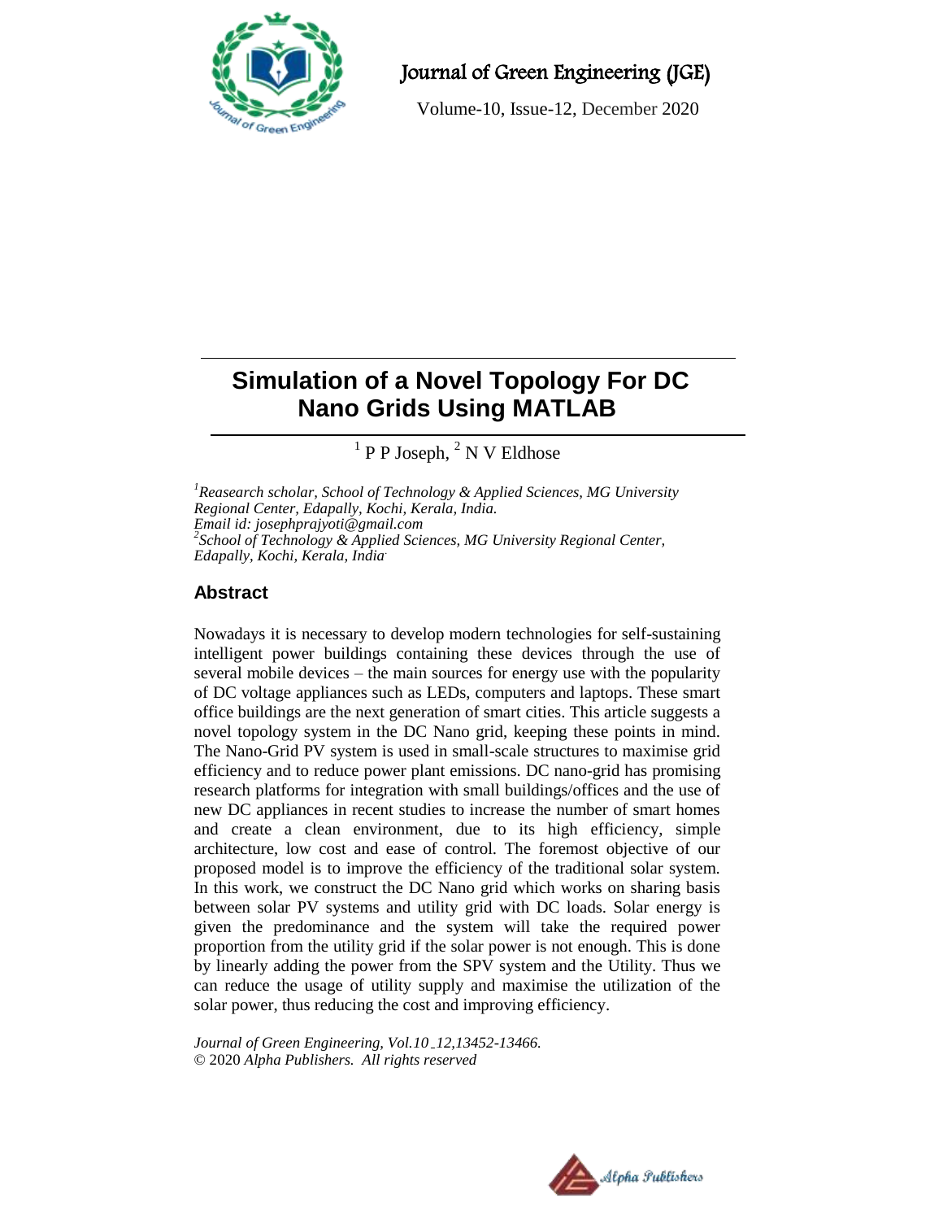# Simulation of a Novel Topology For DC Nano Grids Using MATLAB

[1] P P Joseph, [2] N V Eldhose

*[1]Reasearch scholar, School of Technology & Applied Sciences, MG University Regional Center, Edapally, Kochi, Kerala, India.*
*Email id: josephprajyoti@gmail.com*
*[2]School of Technology & Applied Sciences, MG University Regional Center, Edapally, Kochi, Kerala, India.*

## Abstract

Nowadays it is necessary to develop modern technologies for self-sustaining intelligent power buildings containing these devices through the use of several mobile devices – the main sources for energy use with the popularity of DC voltage appliances such as LEDs, computers and laptops. These smart office buildings are the next generation of smart cities. This article suggests a novel topology system in the DC Nano grid, keeping these points in mind. The Nano-Grid PV system is used in small-scale structures to maximise grid efficiency and to reduce power plant emissions. DC nano-grid has promising research platforms for integration with small buildings/offices and the use of new DC appliances in recent studies to increase the number of smart homes and create a clean environment, due to its high efficiency, simple architecture, low cost and ease of control. The foremost objective of our proposed model is to improve the efficiency of the traditional solar system. In this work, we construct the DC Nano grid which works on sharing basis between solar PV systems and utility grid with DC loads. Solar energy is given the predominance and the system will take the required power proportion from the utility grid if the solar power is not enough. This is done by linearly adding the power from the SPV system and the Utility. Thus we can reduce the usage of utility supply and maximise the utilization of the solar power, thus reducing the cost and improving efficiency.

*Journal of Green Engineering, Vol.10_12,13452-13466.*
© 2020 *Alpha Publishers. All rights reserved*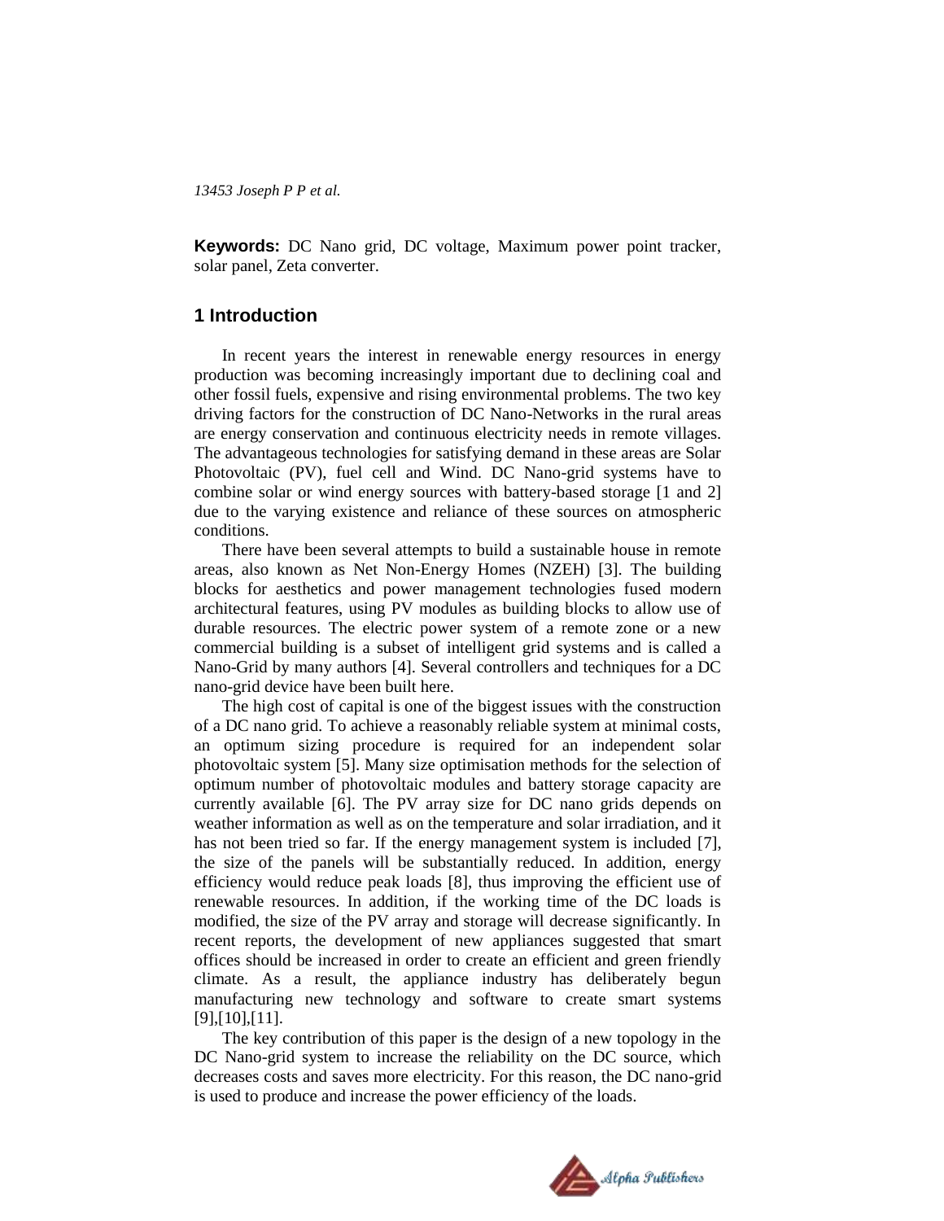**Keywords:** DC Nano grid, DC voltage, Maximum power point tracker, solar panel, Zeta converter.

## 1 Introduction

In recent years the interest in renewable energy resources in energy production was becoming increasingly important due to declining coal and other fossil fuels, expensive and rising environmental problems. The two key driving factors for the construction of DC Nano-Networks in the rural areas are energy conservation and continuous electricity needs in remote villages. The advantageous technologies for satisfying demand in these areas are Solar Photovoltaic (PV), fuel cell and Wind. DC Nano-grid systems have to combine solar or wind energy sources with battery-based storage [1 and 2] due to the varying existence and reliance of these sources on atmospheric conditions.

There have been several attempts to build a sustainable house in remote areas, also known as Net Non-Energy Homes (NZEH) [3]. The building blocks for aesthetics and power management technologies fused modern architectural features, using PV modules as building blocks to allow use of durable resources. The electric power system of a remote zone or a new commercial building is a subset of intelligent grid systems and is called a Nano-Grid by many authors [4]. Several controllers and techniques for a DC nano-grid device have been built here.

The high cost of capital is one of the biggest issues with the construction of a DC nano grid. To achieve a reasonably reliable system at minimal costs, an optimum sizing procedure is required for an independent solar photovoltaic system [5]. Many size optimisation methods for the selection of optimum number of photovoltaic modules and battery storage capacity are currently available [6]. The PV array size for DC nano grids depends on weather information as well as on the temperature and solar irradiation, and it has not been tried so far. If the energy management system is included [7], the size of the panels will be substantially reduced. In addition, energy efficiency would reduce peak loads [8], thus improving the efficient use of renewable resources. In addition, if the working time of the DC loads is modified, the size of the PV array and storage will decrease significantly. In recent reports, the development of new appliances suggested that smart offices should be increased in order to create an efficient and green friendly climate. As a result, the appliance industry has deliberately begun manufacturing new technology and software to create smart systems [9],[10],[11].

The key contribution of this paper is the design of a new topology in the DC Nano-grid system to increase the reliability on the DC source, which decreases costs and saves more electricity. For this reason, the DC nano-grid is used to produce and increase the power efficiency of the loads.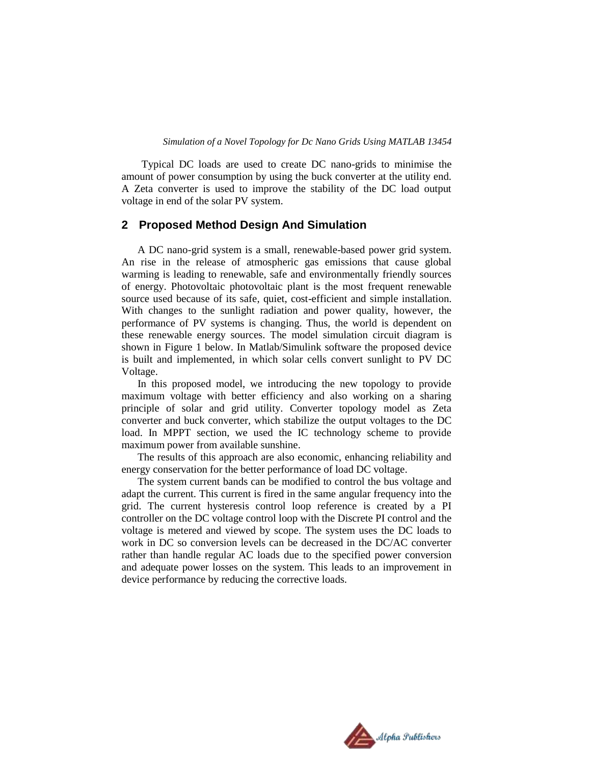Typical DC loads are used to create DC nano-grids to minimise the amount of power consumption by using the buck converter at the utility end. A Zeta converter is used to improve the stability of the DC load output voltage in end of the solar PV system.

## 2 Proposed Method Design And Simulation

A DC nano-grid system is a small, renewable-based power grid system. An rise in the release of atmospheric gas emissions that cause global warming is leading to renewable, safe and environmentally friendly sources of energy. Photovoltaic photovoltaic plant is the most frequent renewable source used because of its safe, quiet, cost-efficient and simple installation. With changes to the sunlight radiation and power quality, however, the performance of PV systems is changing. Thus, the world is dependent on these renewable energy sources. The model simulation circuit diagram is shown in Figure 1 below. In Matlab/Simulink software the proposed device is built and implemented, in which solar cells convert sunlight to PV DC Voltage.

In this proposed model, we introducing the new topology to provide maximum voltage with better efficiency and also working on a sharing principle of solar and grid utility. Converter topology model as Zeta converter and buck converter, which stabilize the output voltages to the DC load. In MPPT section, we used the IC technology scheme to provide maximum power from available sunshine.

The results of this approach are also economic, enhancing reliability and energy conservation for the better performance of load DC voltage.

The system current bands can be modified to control the bus voltage and adapt the current. This current is fired in the same angular frequency into the grid. The current hysteresis control loop reference is created by a PI controller on the DC voltage control loop with the Discrete PI control and the voltage is metered and viewed by scope. The system uses the DC loads to work in DC so conversion levels can be decreased in the DC/AC converter rather than handle regular AC loads due to the specified power conversion and adequate power losses on the system. This leads to an improvement in device performance by reducing the corrective loads.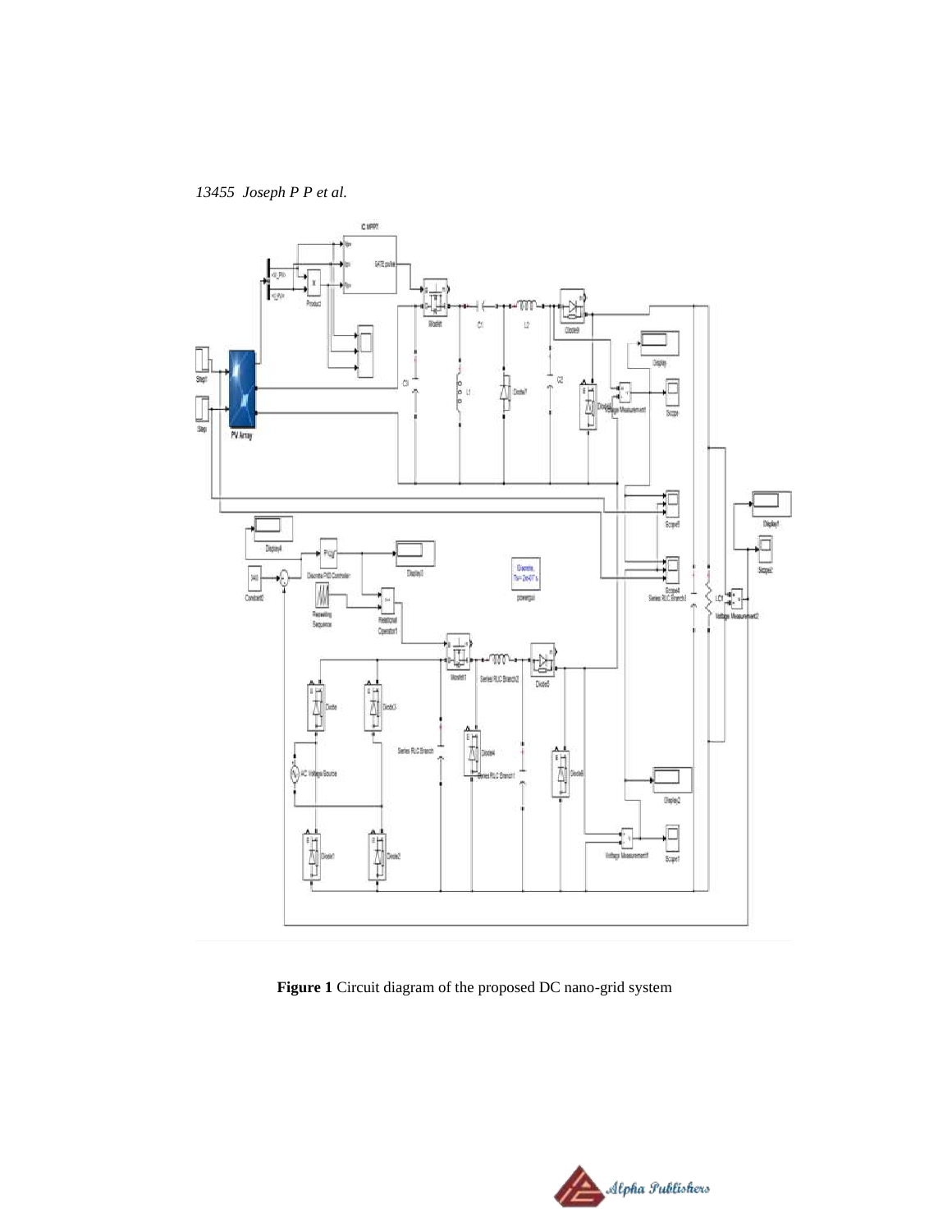**Figure 1** Circuit diagram of the proposed DC nano-grid system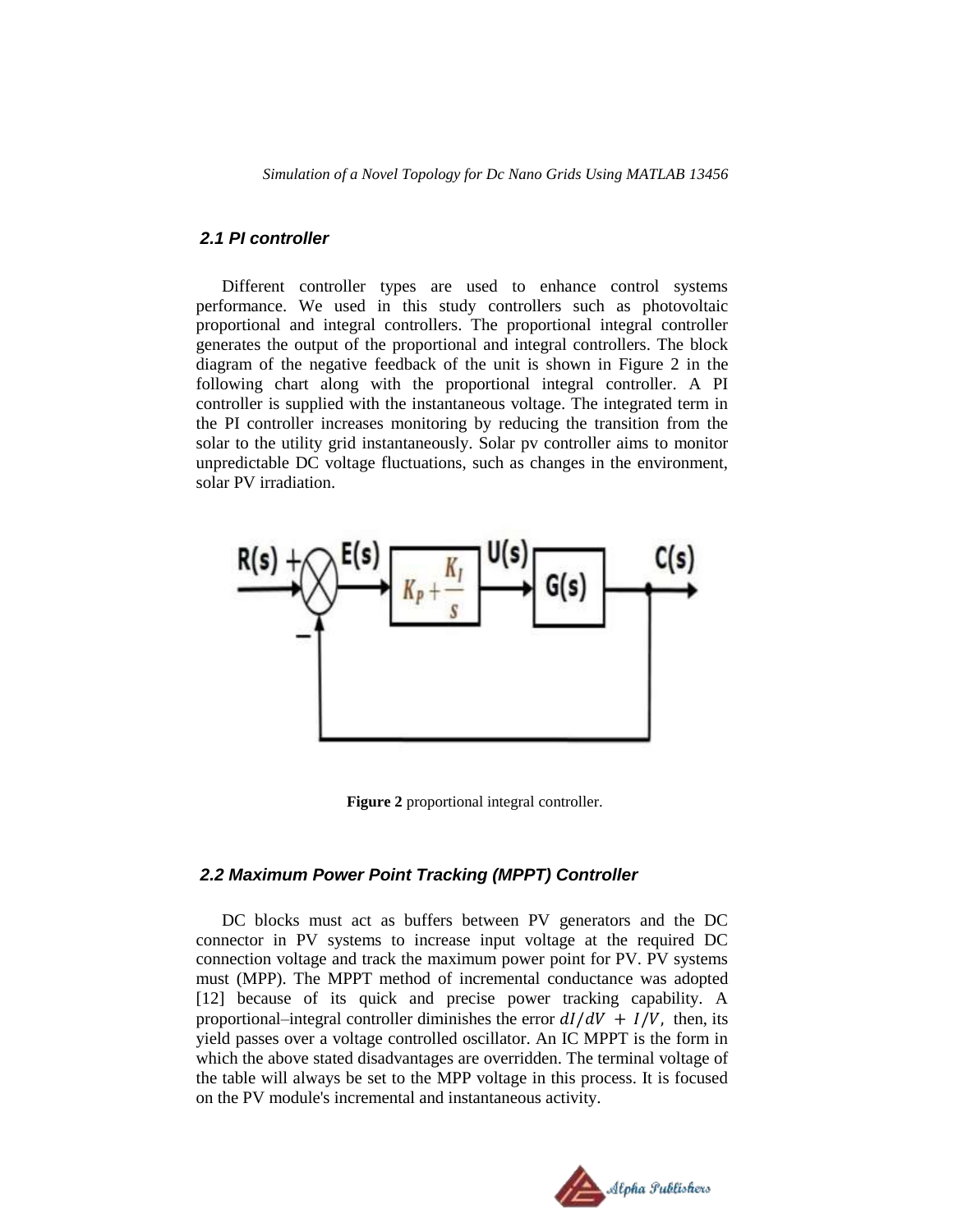### 2.1 PI controller

Different controller types are used to enhance control systems performance. We used in this study controllers such as photovoltaic proportional and integral controllers. The proportional integral controller generates the output of the proportional and integral controllers. The block diagram of the negative feedback of the unit is shown in Figure 2 in the following chart along with the proportional integral controller. A PI controller is supplied with the instantaneous voltage. The integrated term in the PI controller increases monitoring by reducing the transition from the solar to the utility grid instantaneously. Solar pv controller aims to monitor unpredictable DC voltage fluctuations, such as changes in the environment, solar PV irradiation.

**Figure 2** proportional integral controller.

### 2.2 Maximum Power Point Tracking (MPPT) Controller

DC blocks must act as buffers between PV generators and the DC connector in PV systems to increase input voltage at the required DC connection voltage and track the maximum power point for PV. PV systems must (MPP). The MPPT method of incremental conductance was adopted [12] because of its quick and precise power tracking capability. A proportional–integral controller diminishes the error $dI/dV + I/V$, then, its yield passes over a voltage controlled oscillator. An IC MPPT is the form in which the above stated disadvantages are overridden. The terminal voltage of the table will always be set to the MPP voltage in this process. It is focused on the PV module's incremental and instantaneous activity.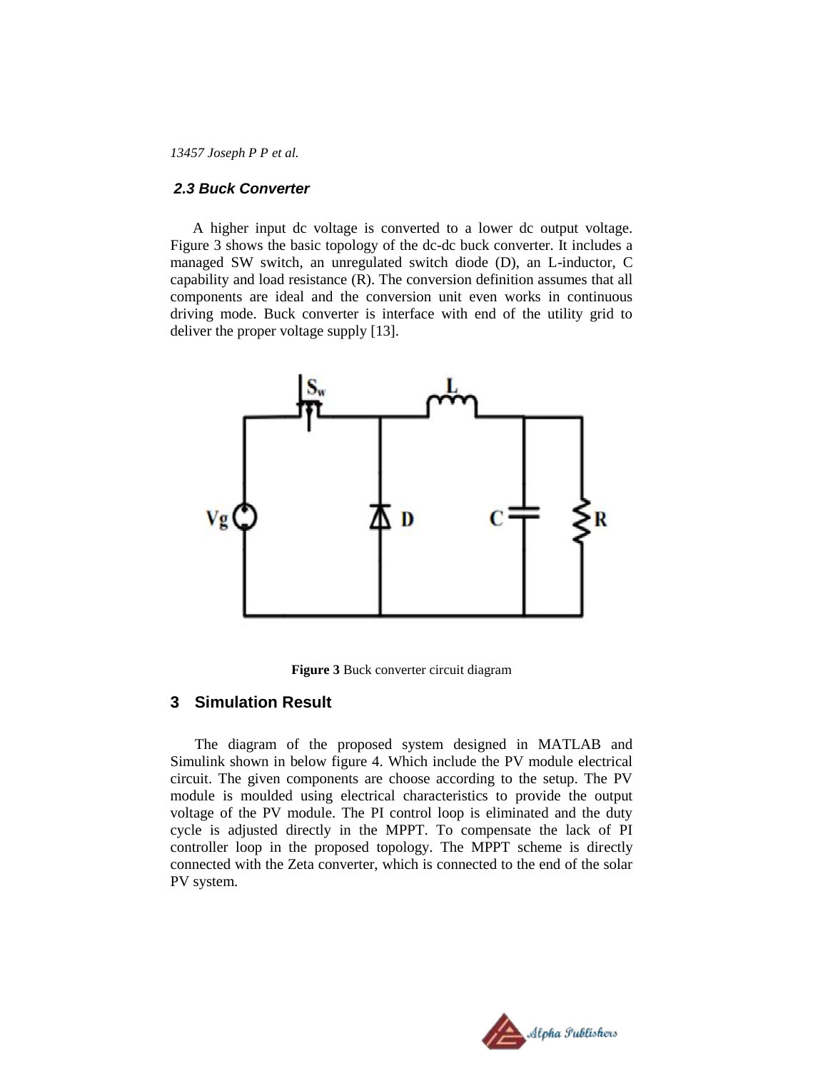### 2.3 Buck Converter

A higher input dc voltage is converted to a lower dc output voltage. Figure 3 shows the basic topology of the dc-dc buck converter. It includes a managed SW switch, an unregulated switch diode (D), an L-inductor, C capability and load resistance (R). The conversion definition assumes that all components are ideal and the conversion unit even works in continuous driving mode. Buck converter is interface with end of the utility grid to deliver the proper voltage supply [13].

**Figure 3** Buck converter circuit diagram

## 3 Simulation Result

The diagram of the proposed system designed in MATLAB and Simulink shown in below figure 4. Which include the PV module electrical circuit. The given components are choose according to the setup. The PV module is moulded using electrical characteristics to provide the output voltage of the PV module. The PI control loop is eliminated and the duty cycle is adjusted directly in the MPPT. To compensate the lack of PI controller loop in the proposed topology. The MPPT scheme is directly connected with the Zeta converter, which is connected to the end of the solar PV system.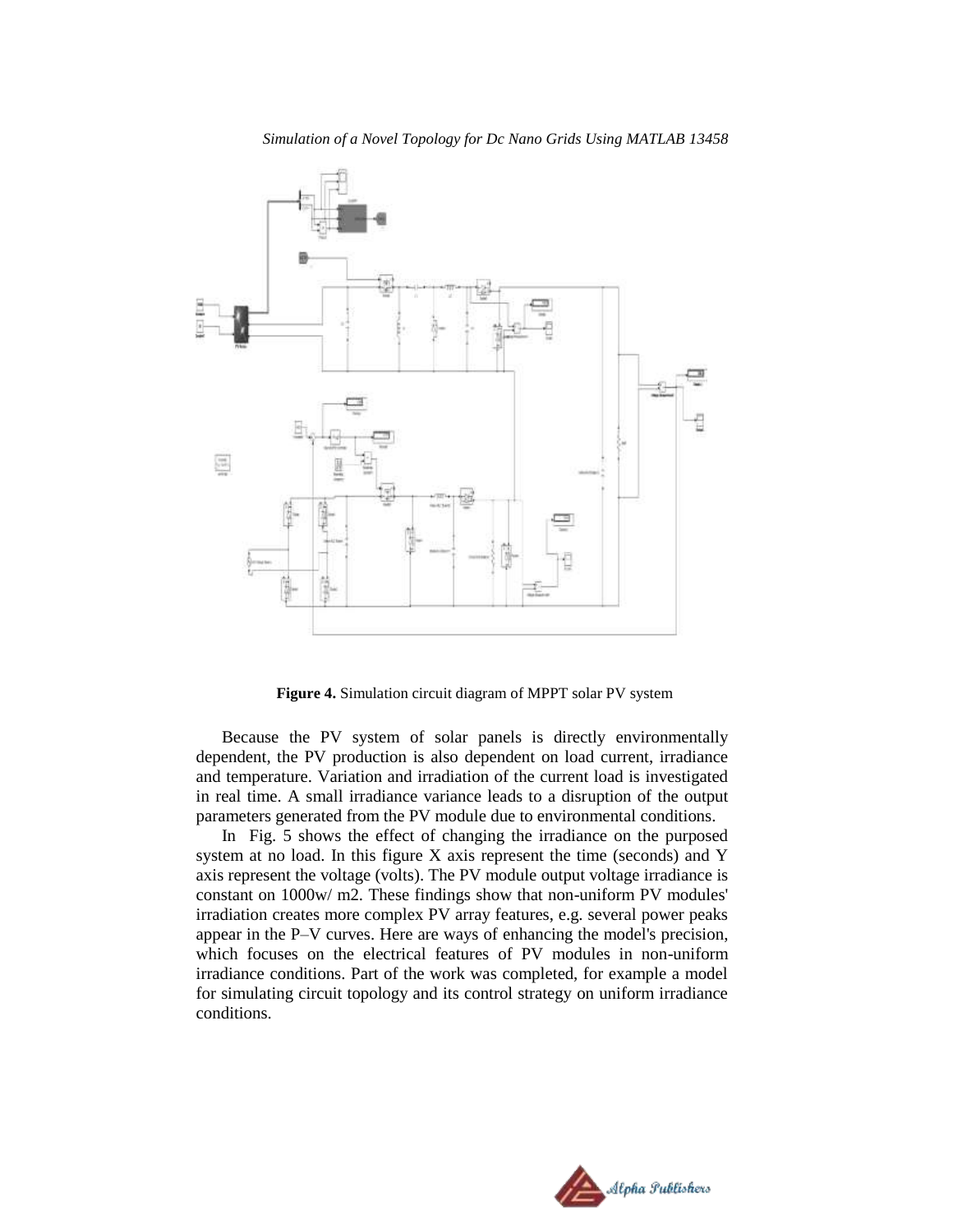**Figure 4.** Simulation circuit diagram of MPPT solar PV system

Because the PV system of solar panels is directly environmentally dependent, the PV production is also dependent on load current, irradiance and temperature. Variation and irradiation of the current load is investigated in real time. A small irradiance variance leads to a disruption of the output parameters generated from the PV module due to environmental conditions.

In Fig. 5 shows the effect of changing the irradiance on the purposed system at no load. In this figure X axis represent the time (seconds) and Y axis represent the voltage (volts). The PV module output voltage irradiance is constant on 1000w/ m2. These findings show that non-uniform PV modules' irradiation creates more complex PV array features, e.g. several power peaks appear in the P–V curves. Here are ways of enhancing the model's precision, which focuses on the electrical features of PV modules in non-uniform irradiance conditions. Part of the work was completed, for example a model for simulating circuit topology and its control strategy on uniform irradiance conditions.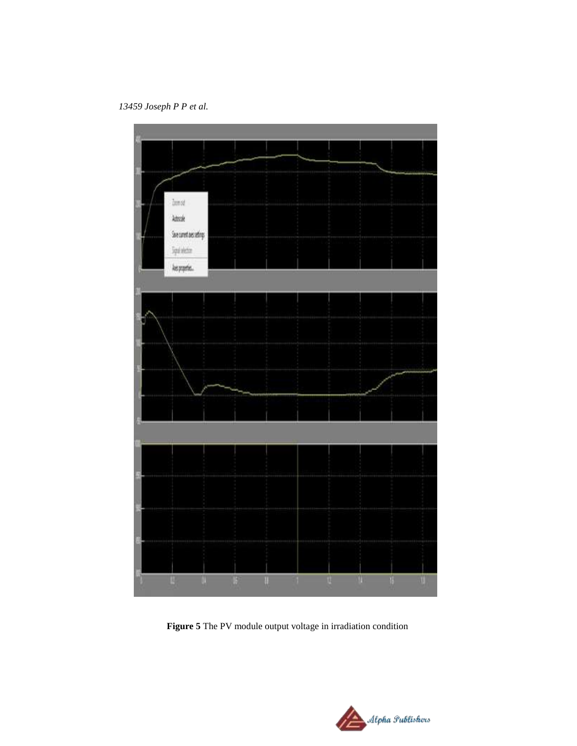**Figure 5** The PV module output voltage in irradiation condition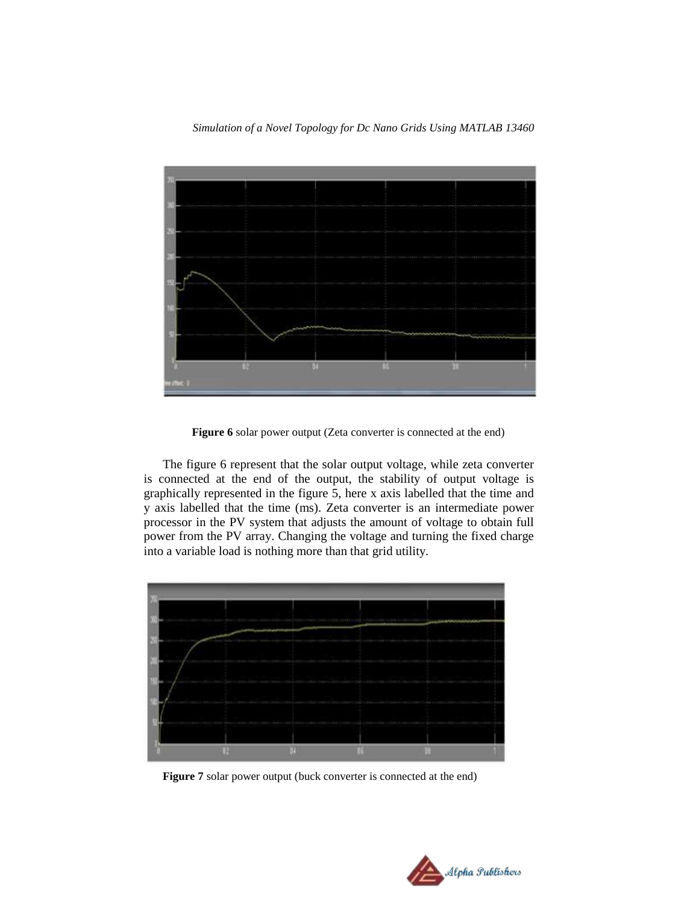**Figure 6** solar power output (Zeta converter is connected at the end)

The figure 6 represent that the solar output voltage, while zeta converter is connected at the end of the output, the stability of output voltage is graphically represented in the figure 5, here x axis labelled that the time and y axis labelled that the time (ms). Zeta converter is an intermediate power processor in the PV system that adjusts the amount of voltage to obtain full power from the PV array. Changing the voltage and turning the fixed charge into a variable load is nothing more than that grid utility.

**Figure 7** solar power output (buck converter is connected at the end)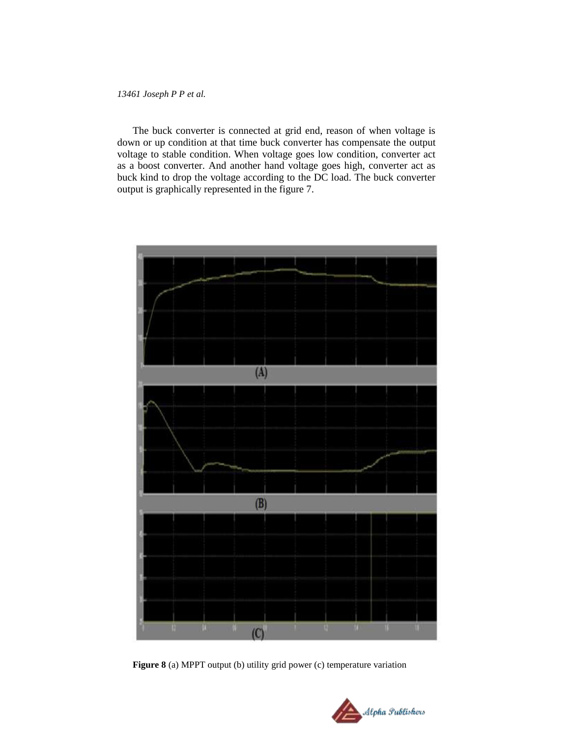The buck converter is connected at grid end, reason of when voltage is down or up condition at that time buck converter has compensate the output voltage to stable condition. When voltage goes low condition, converter act as a boost converter. And another hand voltage goes high, converter act as buck kind to drop the voltage according to the DC load. The buck converter output is graphically represented in the figure 7.

**Figure 8** (a) MPPT output (b) utility grid power (c) temperature variation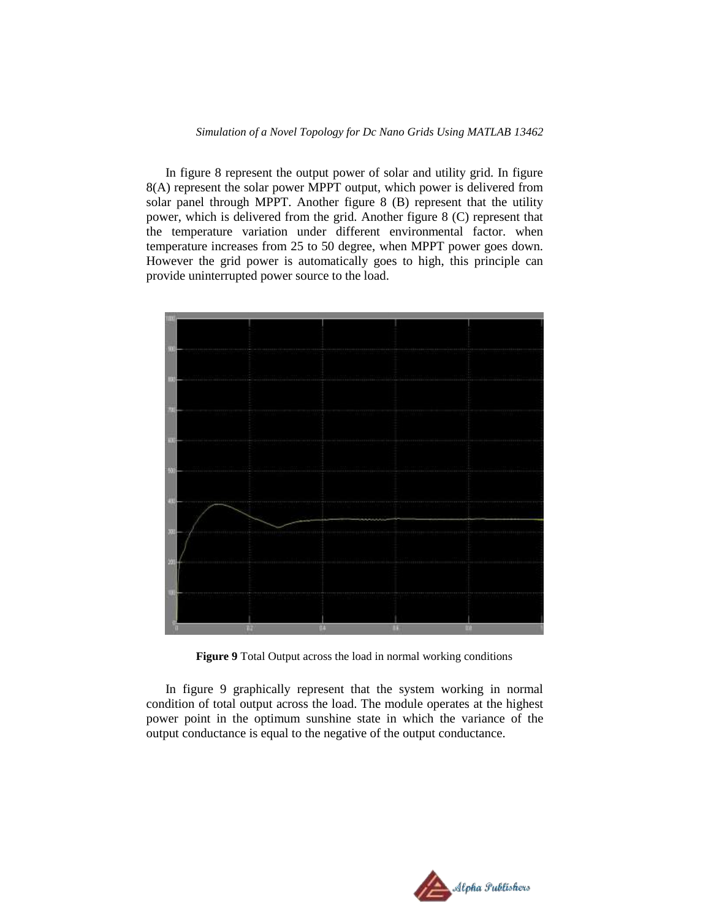In figure 8 represent the output power of solar and utility grid. In figure 8(A) represent the solar power MPPT output, which power is delivered from solar panel through MPPT. Another figure 8 (B) represent that the utility power, which is delivered from the grid. Another figure 8 (C) represent that the temperature variation under different environmental factor. when temperature increases from 25 to 50 degree, when MPPT power goes down. However the grid power is automatically goes to high, this principle can provide uninterrupted power source to the load.

**Figure 9** Total Output across the load in normal working conditions

In figure 9 graphically represent that the system working in normal condition of total output across the load. The module operates at the highest power point in the optimum sunshine state in which the variance of the output conductance is equal to the negative of the output conductance.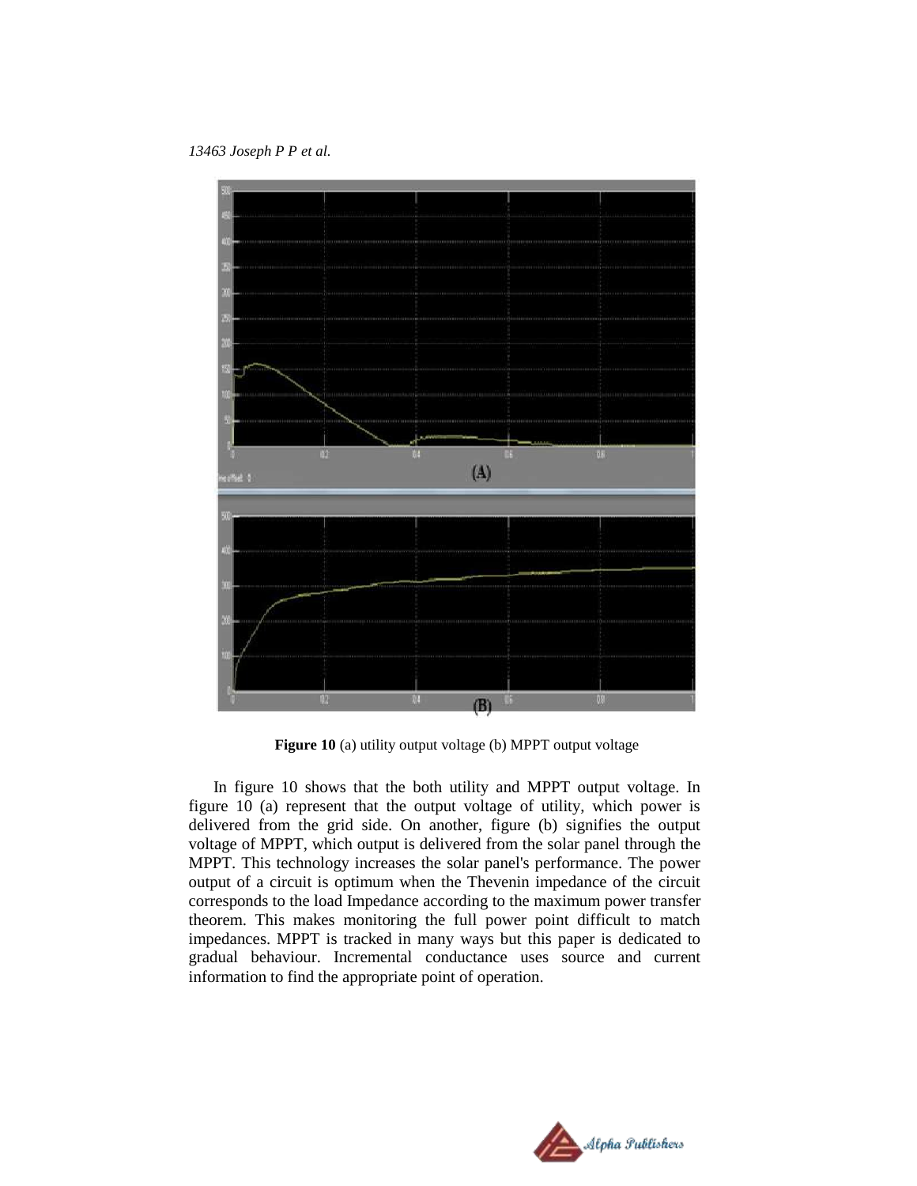**Figure 10** (a) utility output voltage (b) MPPT output voltage

In figure 10 shows that the both utility and MPPT output voltage. In figure 10 (a) represent that the output voltage of utility, which power is delivered from the grid side. On another, figure (b) signifies the output voltage of MPPT, which output is delivered from the solar panel through the MPPT. This technology increases the solar panel's performance. The power output of a circuit is optimum when the Thevenin impedance of the circuit corresponds to the load Impedance according to the maximum power transfer theorem. This makes monitoring the full power point difficult to match impedances. MPPT is tracked in many ways but this paper is dedicated to gradual behaviour. Incremental conductance uses source and current information to find the appropriate point of operation.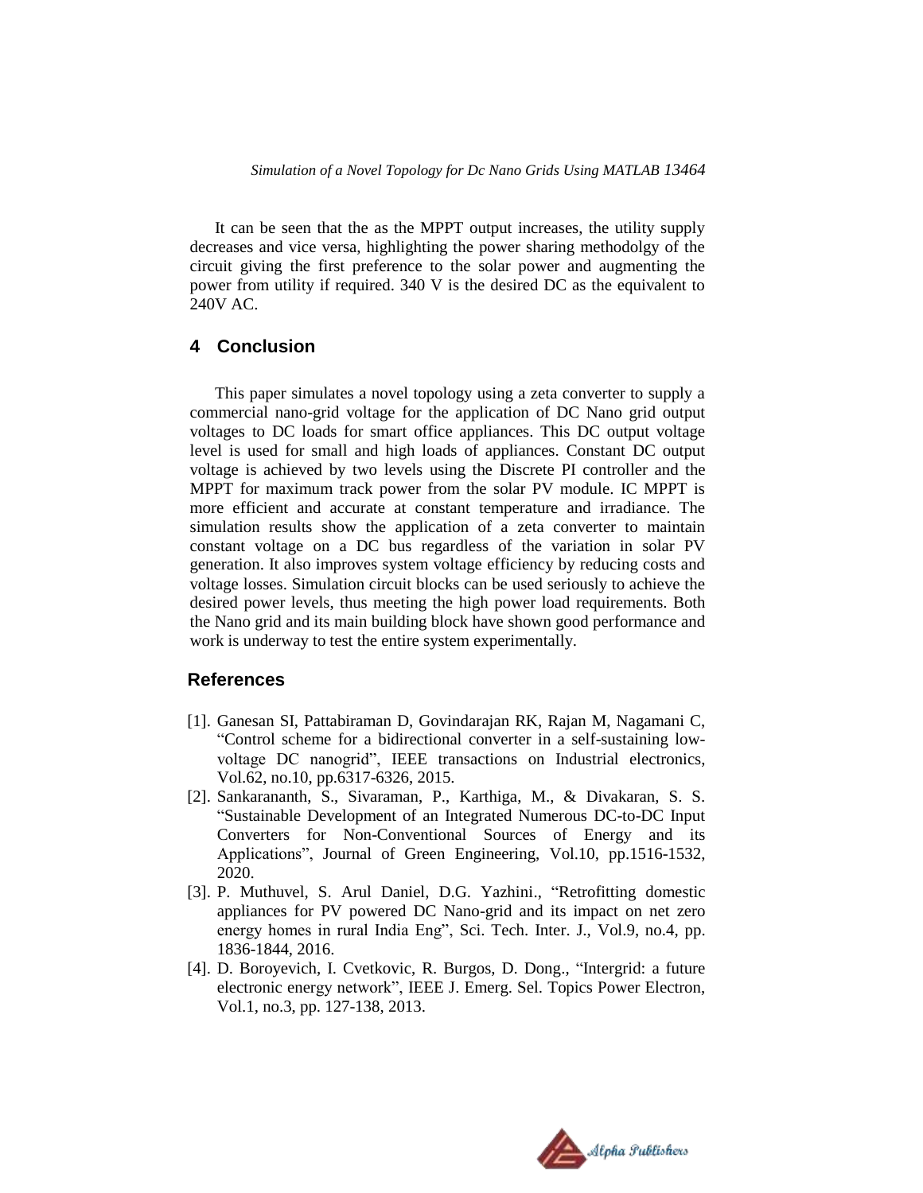It can be seen that the as the MPPT output increases, the utility supply decreases and vice versa, highlighting the power sharing methodolgy of the circuit giving the first preference to the solar power and augmenting the power from utility if required. 340 V is the desired DC as the equivalent to 240V AC.

## 4 Conclusion

This paper simulates a novel topology using a zeta converter to supply a commercial nano-grid voltage for the application of DC Nano grid output voltages to DC loads for smart office appliances. This DC output voltage level is used for small and high loads of appliances. Constant DC output voltage is achieved by two levels using the Discrete PI controller and the MPPT for maximum track power from the solar PV module. IC MPPT is more efficient and accurate at constant temperature and irradiance. The simulation results show the application of a zeta converter to maintain constant voltage on a DC bus regardless of the variation in solar PV generation. It also improves system voltage efficiency by reducing costs and voltage losses. Simulation circuit blocks can be used seriously to achieve the desired power levels, thus meeting the high power load requirements. Both the Nano grid and its main building block have shown good performance and work is underway to test the entire system experimentally.

## References

[1]. Ganesan SI, Pattabiraman D, Govindarajan RK, Rajan M, Nagamani C, "Control scheme for a bidirectional converter in a self-sustaining low-voltage DC nanogrid", IEEE transactions on Industrial electronics, Vol.62, no.10, pp.6317-6326, 2015.

[2]. Sankarananth, S., Sivaraman, P., Karthiga, M., & Divakaran, S. S. "Sustainable Development of an Integrated Numerous DC-to-DC Input Converters for Non-Conventional Sources of Energy and its Applications", Journal of Green Engineering, Vol.10, pp.1516-1532, 2020.

[3]. P. Muthuvel, S. Arul Daniel, D.G. Yazhini., "Retrofitting domestic appliances for PV powered DC Nano-grid and its impact on net zero energy homes in rural India Eng", Sci. Tech. Inter. J., Vol.9, no.4, pp. 1836-1844, 2016.

[4]. D. Boroyevich, I. Cvetkovic, R. Burgos, D. Dong., "Intergrid: a future electronic energy network", IEEE J. Emerg. Sel. Topics Power Electron, Vol.1, no.3, pp. 127-138, 2013.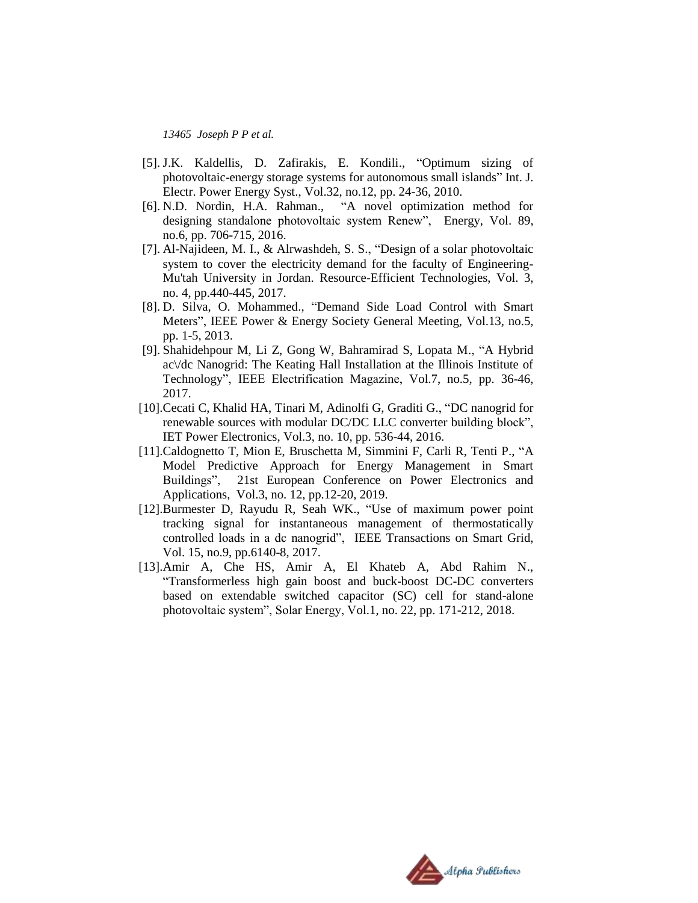[5]. J.K. Kaldellis, D. Zafirakis, E. Kondili., "Optimum sizing of photovoltaic-energy storage systems for autonomous small islands" Int. J. Electr. Power Energy Syst., Vol.32, no.12, pp. 24-36, 2010.

[6]. N.D. Nordin, H.A. Rahman., "A novel optimization method for designing standalone photovoltaic system Renew", Energy, Vol. 89, no.6, pp. 706-715, 2016.

[7]. Al-Najideen, M. I., & Alrwashdeh, S. S., "Design of a solar photovoltaic system to cover the electricity demand for the faculty of Engineering-Mu'tah University in Jordan. Resource-Efficient Technologies, Vol. 3, no. 4, pp.440-445, 2017.

[8]. D. Silva, O. Mohammed., "Demand Side Load Control with Smart Meters", IEEE Power & Energy Society General Meeting, Vol.13, no.5, pp. 1-5, 2013.

[9]. Shahidehpour M, Li Z, Gong W, Bahramirad S, Lopata M., "A Hybrid ac\/dc Nanogrid: The Keating Hall Installation at the Illinois Institute of Technology", IEEE Electrification Magazine, Vol.7, no.5, pp. 36-46, 2017.

[10]. Cecati C, Khalid HA, Tinari M, Adinolfi G, Graditi G., "DC nanogrid for renewable sources with modular DC/DC LLC converter building block", IET Power Electronics, Vol.3, no. 10, pp. 536-44, 2016.

[11]. Caldognetto T, Mion E, Bruschetta M, Simmini F, Carli R, Tenti P., "A Model Predictive Approach for Energy Management in Smart Buildings", 21st European Conference on Power Electronics and Applications, Vol.3, no. 12, pp.12-20, 2019.

[12]. Burmester D, Rayudu R, Seah WK., "Use of maximum power point tracking signal for instantaneous management of thermostatically controlled loads in a dc nanogrid", IEEE Transactions on Smart Grid, Vol. 15, no.9, pp.6140-8, 2017.

[13]. Amir A, Che HS, Amir A, El Khateb A, Abd Rahim N., "Transformerless high gain boost and buck-boost DC-DC converters based on extendable switched capacitor (SC) cell for stand-alone photovoltaic system", Solar Energy, Vol.1, no. 22, pp. 171-212, 2018.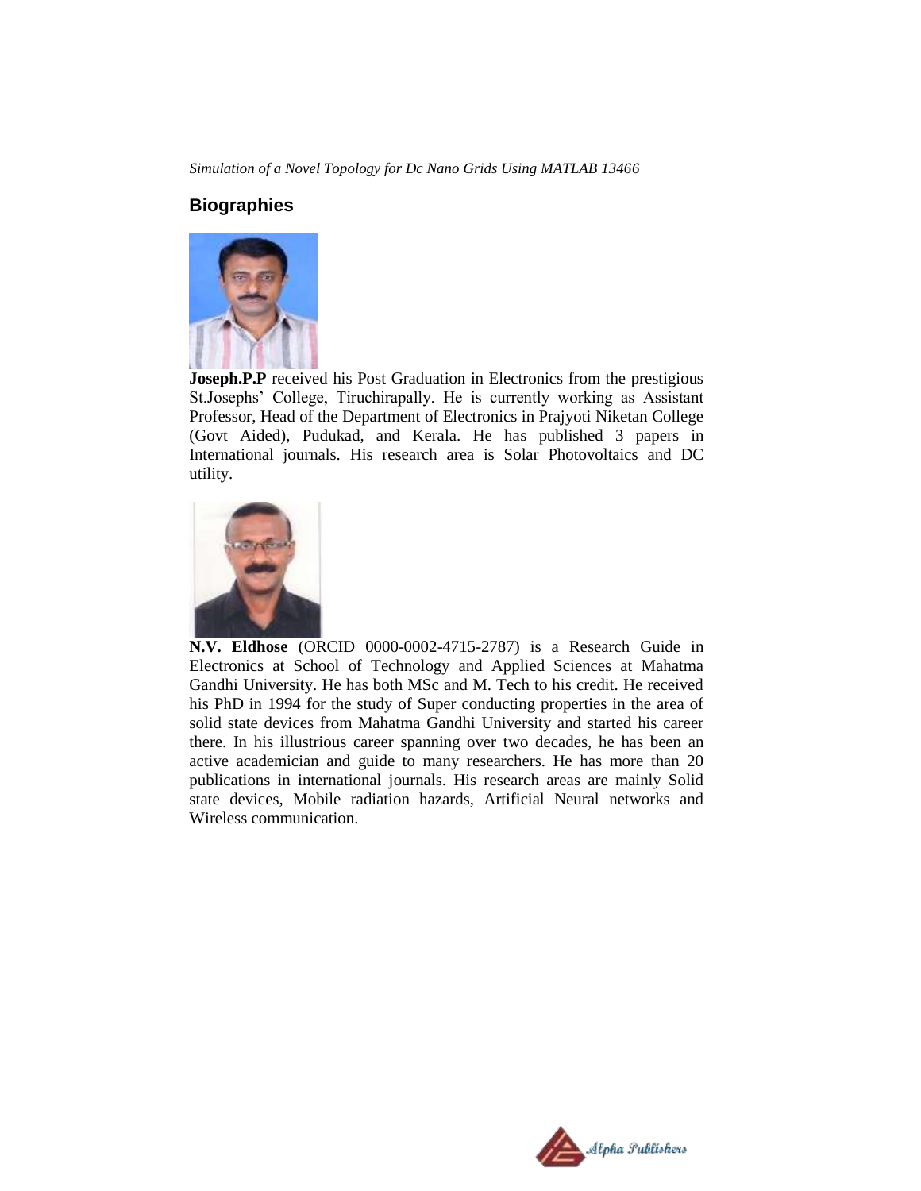## Biographies

**Joseph.P.P** received his Post Graduation in Electronics from the prestigious St.Josephs' College, Tiruchirapally. He is currently working as Assistant Professor, Head of the Department of Electronics in Prajyoti Niketan College (Govt Aided), Pudukad, and Kerala. He has published 3 papers in International journals. His research area is Solar Photovoltaics and DC utility.

**N.V. Eldhose** (ORCID 0000-0002-4715-2787) is a Research Guide in Electronics at School of Technology and Applied Sciences at Mahatma Gandhi University. He has both MSc and M. Tech to his credit. He received his PhD in 1994 for the study of Super conducting properties in the area of solid state devices from Mahatma Gandhi University and started his career there. In his illustrious career spanning over two decades, he has been an active academician and guide to many researchers. He has more than 20 publications in international journals. His research areas are mainly Solid state devices, Mobile radiation hazards, Artificial Neural networks and Wireless communication.